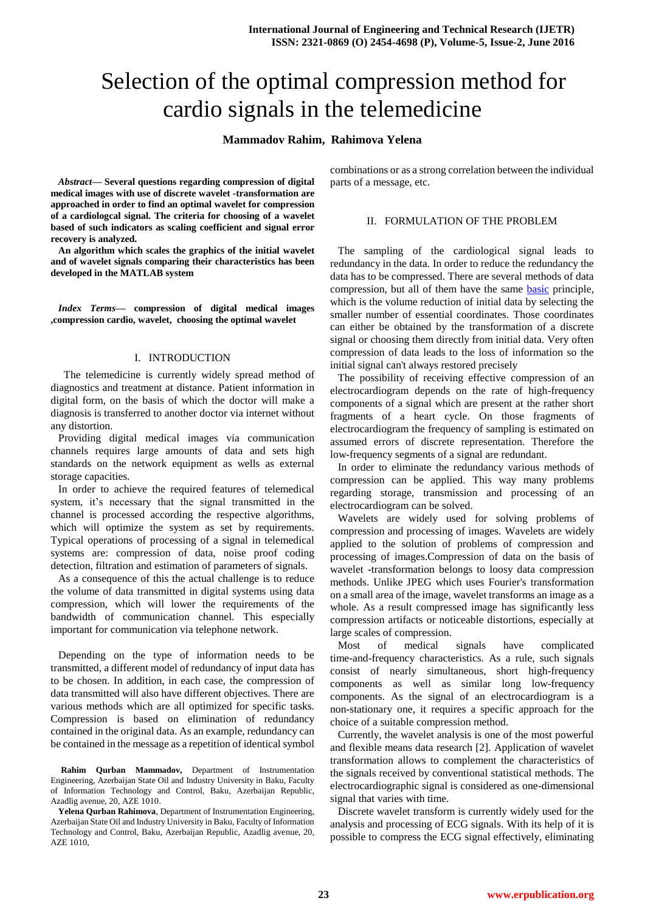# Selection of the optimal compression method for cardio signals in the telemedicine

**Mammadov Rahim, Rahimova Yelena**

***Abstract*— Several questions regarding compression of digital medical images with use of discrete wavelet -transformation are approached in order to find an optimal wavelet for compression of a cardiologcal signal. The criteria for choosing of a wavelet based of such indicators as scaling coefficient and signal error recovery is analyzed.**

**An algorithm which scales the graphics of the initial wavelet and of wavelet signals comparing their characteristics has been developed in the MATLAB system**

***Index Terms*— compression of digital medical images ,compression cardio, wavelet, choosing the optimal wavelet**

## I. INTRODUCTION

The telemedicine is currently widely spread method of diagnostics and treatment at distance. Patient information in digital form, on the basis of which the doctor will make a diagnosis is transferred to another doctor via internet without any distortion.

Providing digital medical images via communication channels requires large amounts of data and sets high standards on the network equipment as wells as external storage capacities.

In order to achieve the required features of telemedical system, it's necessary that the signal transmitted in the channel is processed according the respective algorithms, which will optimize the system as set by requirements. Typical operations of processing of a signal in telemedical systems are: compression of data, noise proof coding detection, filtration and estimation of parameters of signals.

As a consequence of this the actual challenge is to reduce the volume of data transmitted in digital systems using data compression, which will lower the requirements of the bandwidth of communication channel. This especially important for communication via telephone network.

Depending on the type of information needs to be transmitted, a different model of redundancy of input data has to be chosen. In addition, in each case, the compression of data transmitted will also have different objectives. There are various methods which are all optimized for specific tasks. Compression is based on elimination of redundancy contained in the original data. As an example, redundancy can be contained in the message as a repetition of identical symbol combinations or as a strong correlation between the individual parts of a message, etc.

**Rahim Qurban Mammadov,** Department of Instrumentation Engineering, Azerbaijan State Oil and Industry University in Baku, Faculty of Information Technology and Control, Baku, Azerbaijan Republic, Azadlig avenue, 20, AZE 1010.

**Yelena Qurban Rahimova**, Department of Instrumentation Engineering, Azerbaijan State Oil and Industry University in Baku, Faculty of Information Technology and Control, Baku, Azerbaijan Republic, Azadlig avenue, 20, AZE 1010,

## II. FORMULATION OF THE PROBLEM

The sampling of the cardiological signal leads to redundancy in the data. In order to reduce the redundancy the data has to be compressed. There are several methods of data compression, but all of them have the same basic principle, which is the volume reduction of initial data by selecting the smaller number of essential coordinates. Those coordinates can either be obtained by the transformation of a discrete signal or choosing them directly from initial data. Very often compression of data leads to the loss of information so the initial signal can't always restored precisely

The possibility of receiving effective compression of an electrocardiogram depends on the rate of high-frequency components of a signal which are present at the rather short fragments of a heart cycle. On those fragments of electrocardiogram the frequency of sampling is estimated on assumed errors of discrete representation. Therefore the low-frequency segments of a signal are redundant.

In order to eliminate the redundancy various methods of compression can be applied. This way many problems regarding storage, transmission and processing of an electrocardiogram can be solved.

Wavelets are widely used for solving problems of compression and processing of images. Wavelets are widely applied to the solution of problems of compression and processing of images.Compression of data on the basis of wavelet -transformation belongs to loosy data compression methods. Unlike JPEG which uses Fourier's transformation on a small area of the image, wavelet transforms an image as a whole. As a result compressed image has significantly less compression artifacts or noticeable distortions, especially at large scales of compression.

Most of medical signals have complicated time-and-frequency characteristics. As a rule, such signals consist of nearly simultaneous, short high-frequency components as well as similar long low-frequency components. As the signal of an electrocardiogram is a non-stationary one, it requires a specific approach for the choice of a suitable compression method.

Currently, the wavelet analysis is one of the most powerful and flexible means data research [2]. Application of wavelet transformation allows to complement the characteristics of the signals received by conventional statistical methods. The electrocardiographic signal is considered as one-dimensional signal that varies with time.

Discrete wavelet transform is currently widely used for the analysis and processing of ECG signals. With its help of it is possible to compress the ECG signal effectively, eliminating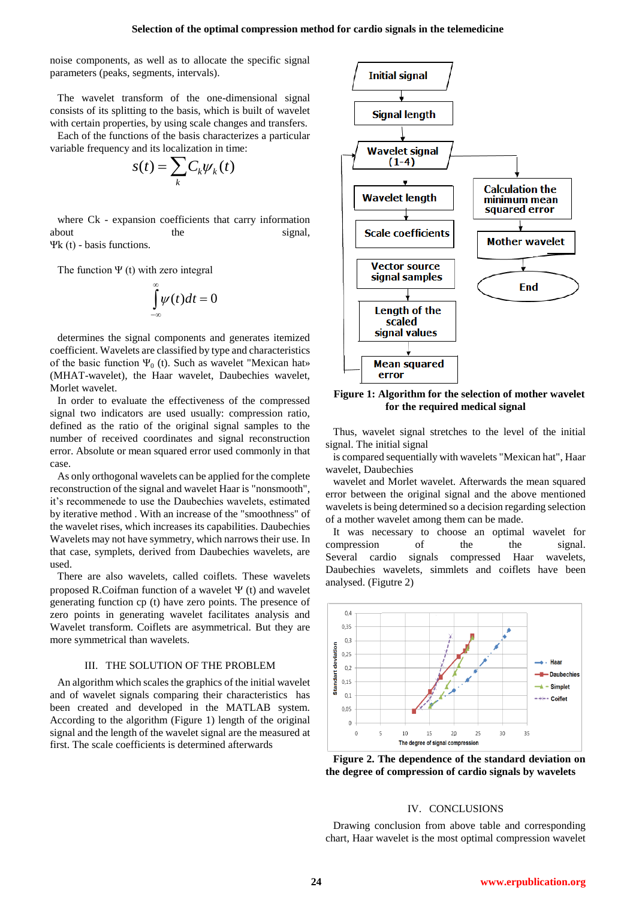noise components, as well as to allocate the specific signal parameters (peaks, segments, intervals).

The wavelet transform of the one-dimensional signal consists of its splitting to the basis, which is built of wavelet with certain properties, by using scale changes and transfers.
Each of the functions of the basis characterizes a particular variable frequency and its localization in time:

$$s(t) = \sum_{k} C_k \psi_k(t)$$

where Ck - expansion coefficients that carry information about the signal, Ψk (t) - basis functions.

The function Ψ (t) with zero integral

$$\int_{-\infty}^{\infty} \psi(t)dt = 0$$

determines the signal components and generates itemized coefficient. Wavelets are classified by type and characteristics of the basic function $\Psi_0$ (t). Such as wavelet "Mexican hat» (MHAT-wavelet), the Haar wavelet, Daubechies wavelet, Morlet wavelet.

In order to evaluate the effectiveness of the compressed signal two indicators are used usually: compression ratio, defined as the ratio of the original signal samples to the number of received coordinates and signal reconstruction error. Absolute or mean squared error used commonly in that case.

As only orthogonal wavelets can be applied for the complete reconstruction of the signal and wavelet Haar is "nonsmooth", it's recommenede to use the Daubechies wavelets, estimated by iterative method . With an increase of the "smoothness" of the wavelet rises, which increases its capabilities. Daubechies Wavelets may not have symmetry, which narrows their use. In that case, symplets, derived from Daubechies wavelets, are used.

There are also wavelets, called coiflets. These wavelets proposed R.Coifman function of a wavelet Ψ (t) and wavelet generating function cp (t) have zero points. The presence of zero points in generating wavelet facilitates analysis and Wavelet transform. Coiflets are asymmetrical. But they are more symmetrical than wavelets.

## III. THE SOLUTION OF THE PROBLEM

An algorithm which scales the graphics of the initial wavelet and of wavelet signals comparing their characteristics has been created and developed in the MATLAB system. According to the algorithm (Figure 1) length of the original signal and the length of the wavelet signal are the measured at first. The scale coefficients is determined afterwards

**Figure 1: Algorithm for the selection of mother wavelet for the required medical signal**

Thus, wavelet signal stretches to the level of the initial signal. The initial signal
is compared sequentially with wavelets "Mexican hat", Haar wavelet, Daubechies
wavelet and Morlet wavelet. Afterwards the mean squared error between the original signal and the above mentioned wavelets is being determined so a decision regarding selection of a mother wavelet among them can be made.

It was necessary to choose an optimal wavelet for compression of the the signal. Several cardio signals compressed Haar wavelets, Daubechies wavelets, simmlets and coiflets have been analysed. (Figutre 2)

**Figure 2. The dependence of the standard deviation on the degree of compression of cardio signals by wavelets**

## IV. CONCLUSIONS

Drawing conclusion from above table and corresponding chart, Haar wavelet is the most optimal compression wavelet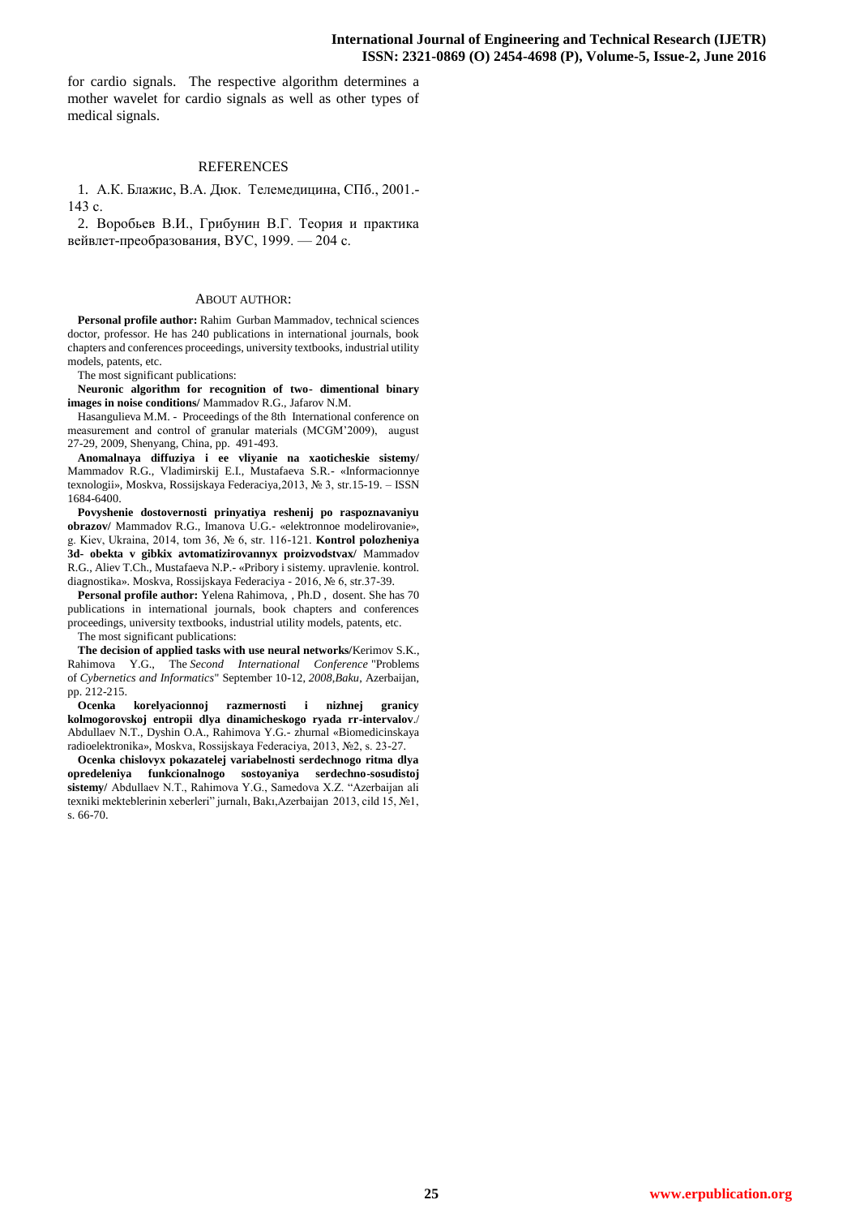for cardio signals. The respective algorithm determines a mother wavelet for cardio signals as well as other types of medical signals.

## REFERENCES

1. А.К. Блажис, В.А. Дюк. Телемедицина, СПб., 2001.- 143 с.

2. Воробьев В.И., Грибунин В.Г. Теория и практика вейвлет-преобразования, ВУС, 1999. — 204 с.

## ABOUT AUTHOR:

**Personal profile author:** Rahim Gurban Mammadov, technical sciences doctor, professor. He has 240 publications in international journals, book chapters and conferences proceedings, university textbooks, industrial utility models, patents, etc.

The most significant publications:

**Neuronic algorithm for recognition of two- dimentional binary images in noise conditions/** Mammadov R.G., Jafarov N.M.

Hasangulieva M.M. - Proceedings of the 8th International conference on measurement and control of granular materials (MCGM'2009), august 27-29, 2009, Shenyang, China, pp. 491-493.

**Anomalnaya diffuziya i ee vliyanie na xaoticheskie sistemy/** Mammadov R.G., Vladimirskij E.I., Mustafaeva S.R.- «Informacionnye texnologii», Moskva, Rossijskaya Federaciya,2013, № 3, str.15-19. – ISSN 1684-6400.

**Povyshenie dostovernosti prinyatiya reshenij po raspoznavaniyu obrazov/** Mammadov R.G., Imanova U.G.- «elektronnoe modelirovanie», g. Kiev, Ukraina, 2014, tom 36, № 6, str. 116-121. **Kontrol polozheniya 3d- obekta v gibkix avtomatizirovannyx proizvodstvax/** Mammadov R.G., Aliev T.Ch., Mustafaeva N.P.- «Pribory i sistemy. upravlenie. kontrol. diagnostika». Moskva, Rossijskaya Federaciya - 2016, № 6, str.37-39.

**Personal profile author:** Yelena Rahimova, , Ph.D , dosent. She has 70 publications in international journals, book chapters and conferences proceedings, university textbooks, industrial utility models, patents, etc.

The most significant publications:

**The decision of applied tasks with use neural networks/**Kerimov S.K., Rahimova Y.G., The *Second International Conference* "Problems of *Cybernetics and Informatics*" September 10-12, *2008,Baku*, Azerbaijan, pp. 212-215.

**Ocenka korelyacionnoj razmernosti i nizhnej granicy kolmogorovskoj entropii dlya dinamicheskogo ryada rr-intervalov**./ Abdullaev N.T., Dyshin O.A., Rahimova Y.G.- zhurnal «Biomedicinskaya radioelektronika», Moskva, Rossijskaya Federaciya, 2013, №2, s. 23-27.

**Ocenka chislovyx pokazatelej variabelnosti serdechnogo ritma dlya opredeleniya funkcionalnogo sostoyaniya serdechno-sosudistoj sistemy/** Abdullaev N.T., Rahimova Y.G., Samedova X.Z. "Azerbaijan ali texniki mekteblerinin xeberleri" jurnalı, Bakı,Azerbaijan 2013, cild 15, №1, s. 66-70.